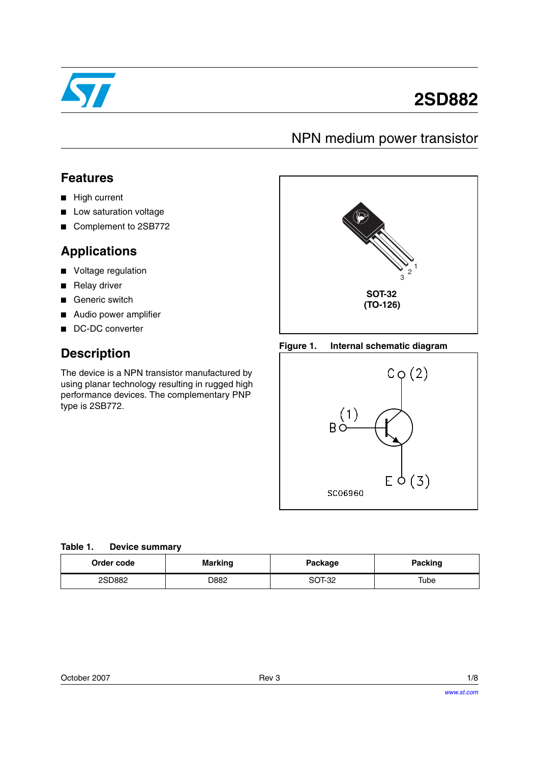# 2SD882

## NPN medium power transistor

## Features

- High current
- Low saturation voltage
- Complement to 2SB772

## Applications

- Voltage regulation
- Relay driver
- Generic switch
- Audio power amplifier
- DC-DC converter

## Description

The device is a NPN transistor manufactured by using planar technology resulting in rugged high performance devices. The complementary PNP type is 2SB772.

SOT-32
(TO-126)

**Figure 1. Internal schematic diagram**

**Table 1. Device summary**

| Order code | Marking | Package | Packing |
|---|---|---|---|
| 2SD882 | D882 | SOT-32 | Tube |

October 2007 Rev 3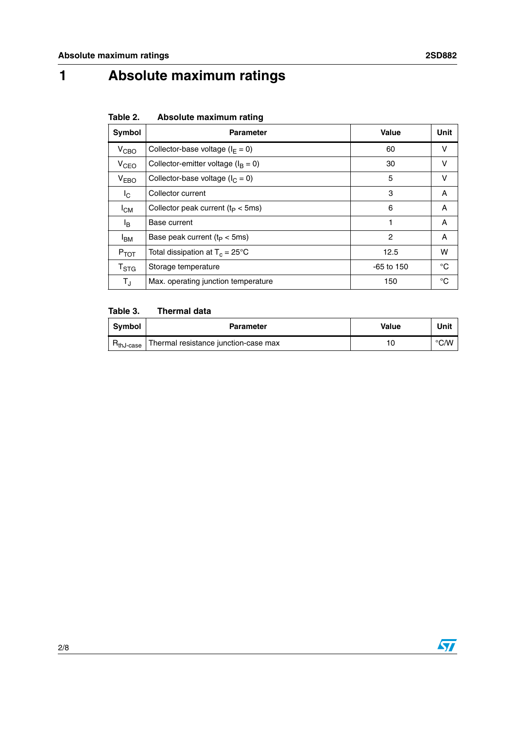# 1 Absolute maximum ratings

Table 2. Absolute maximum rating

| Symbol | Parameter | Value | Unit |
|---|---|---|---|
| $V_{CBO}$ | Collector-base voltage ($I_E = 0$) | 60 | V |
| $V_{CEO}$ | Collector-emitter voltage ($I_B = 0$) | 30 | V |
| $V_{EBO}$ | Collector-base voltage ($I_C = 0$) | 5 | V |
| $I_C$ | Collector current | 3 | A |
| $I_{CM}$ | Collector peak current ($t_P < 5ms$) | 6 | A |
| $I_B$ | Base current | 1 | A |
| $I_{BM}$ | Base peak current ($t_P < 5ms$) | 2 | A |
| $P_{TOT}$ | Total dissipation at $T_c = 25°C$ | 12.5 | W |
| $T_{STG}$ | Storage temperature | -65 to 150 | °C |
| $T_J$ | Max. operating junction temperature | 150 | °C |

Table 3. Thermal data

| Symbol | Parameter | Value | Unit |
|---|---|---|---|
| $R_{thJ\text{-}case}$ | Thermal resistance junction-case max | 10 | °C/W |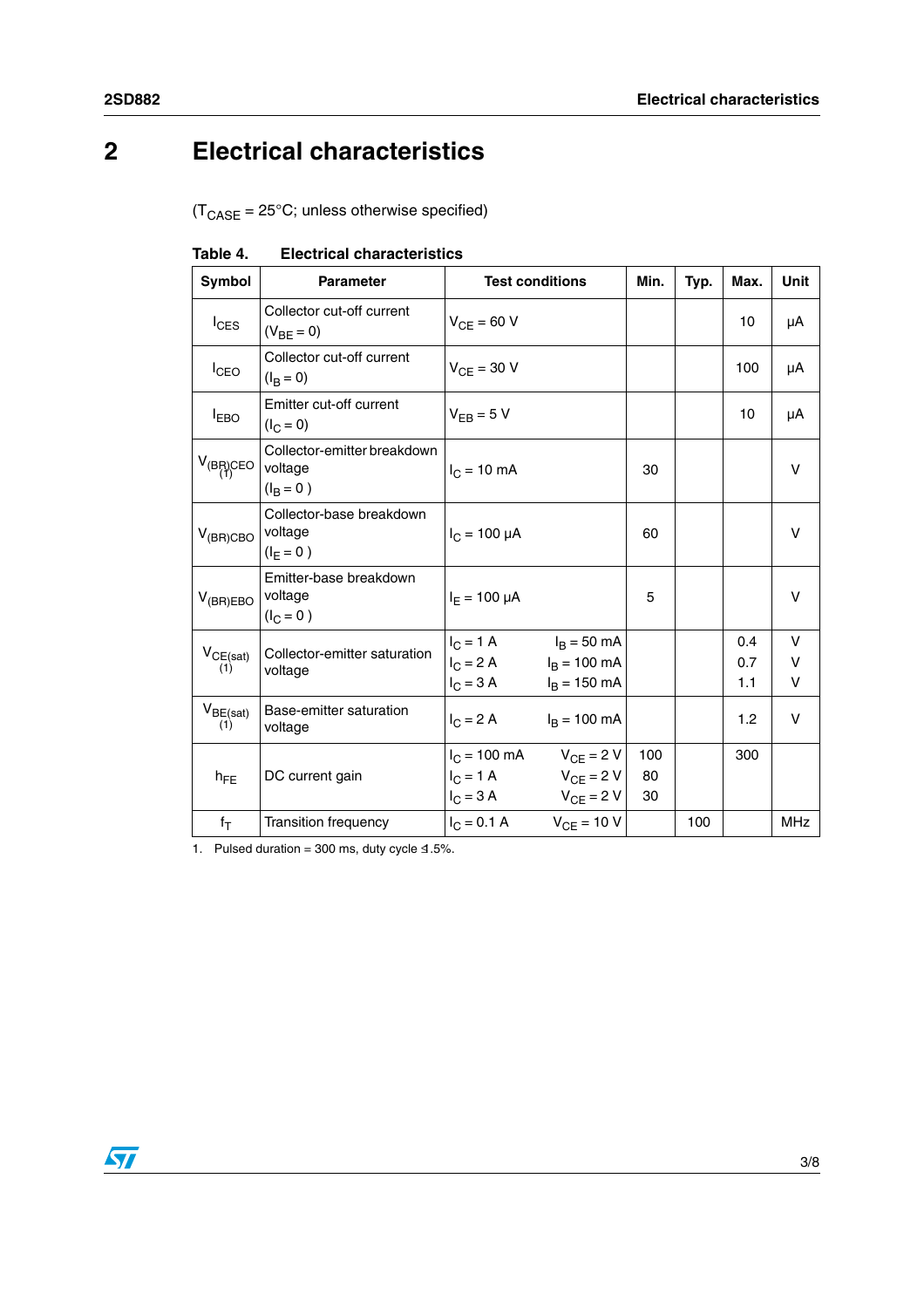# 2 Electrical characteristics

($T_{CASE}$ = 25°C; unless otherwise specified)

**Table 4. Electrical characteristics**

| Symbol | Parameter | Test conditions | Min. | Typ. | Max. | Unit |
|---|---|---|---|---|---|---|
| $I_{CES}$ | Collector cut-off current ($V_{BE}$ = 0) | $V_{CE}$ = 60 V | | | 10 | μA |
| $I_{CEO}$ | Collector cut-off current ($I_B$ = 0) | $V_{CE}$ = 30 V | | | 100 | μA |
| $I_{EBO}$ | Emitter cut-off current ($I_C$ = 0) | $V_{EB}$ = 5 V | | | 10 | μA |
| $V_{(BR)CEO}$ (1) | Collector-emitter breakdown voltage ($I_B$ = 0 ) | $I_C$ = 10 mA | 30 | | | V |
| $V_{(BR)CBO}$ | Collector-base breakdown voltage ($I_E$ = 0 ) | $I_C$ = 100 μA | 60 | | | V |
| $V_{(BR)EBO}$ | Emitter-base breakdown voltage ($I_C$ = 0 ) | $I_E$ = 100 μA | 5 | | | V |
| $V_{CE(sat)}$ (1) | Collector-emitter saturation voltage | $I_C$ = 1 A, $I_B$ = 50 mA<br>$I_C$ = 2 A, $I_B$ = 100 mA<br>$I_C$ = 3 A, $I_B$ = 150 mA | | | 0.4<br>0.7<br>1.1 | V<br>V<br>V |
| $V_{BE(sat)}$ (1) | Base-emitter saturation voltage | $I_C$ = 2 A, $I_B$ = 100 mA | | | 1.2 | V |
| $h_{FE}$ | DC current gain | $I_C$ = 100 mA, $V_{CE}$ = 2 V<br>$I_C$ = 1 A, $V_{CE}$ = 2 V<br>$I_C$ = 3 A, $V_{CE}$ = 2 V | 100<br>80<br>30 | | 300 | |
| $f_T$ | Transition frequency | $I_C$ = 0.1 A, $V_{CE}$ = 10 V | | 100 | | MHz |

1. Pulsed duration = 300 ms, duty cycle ≤1.5%.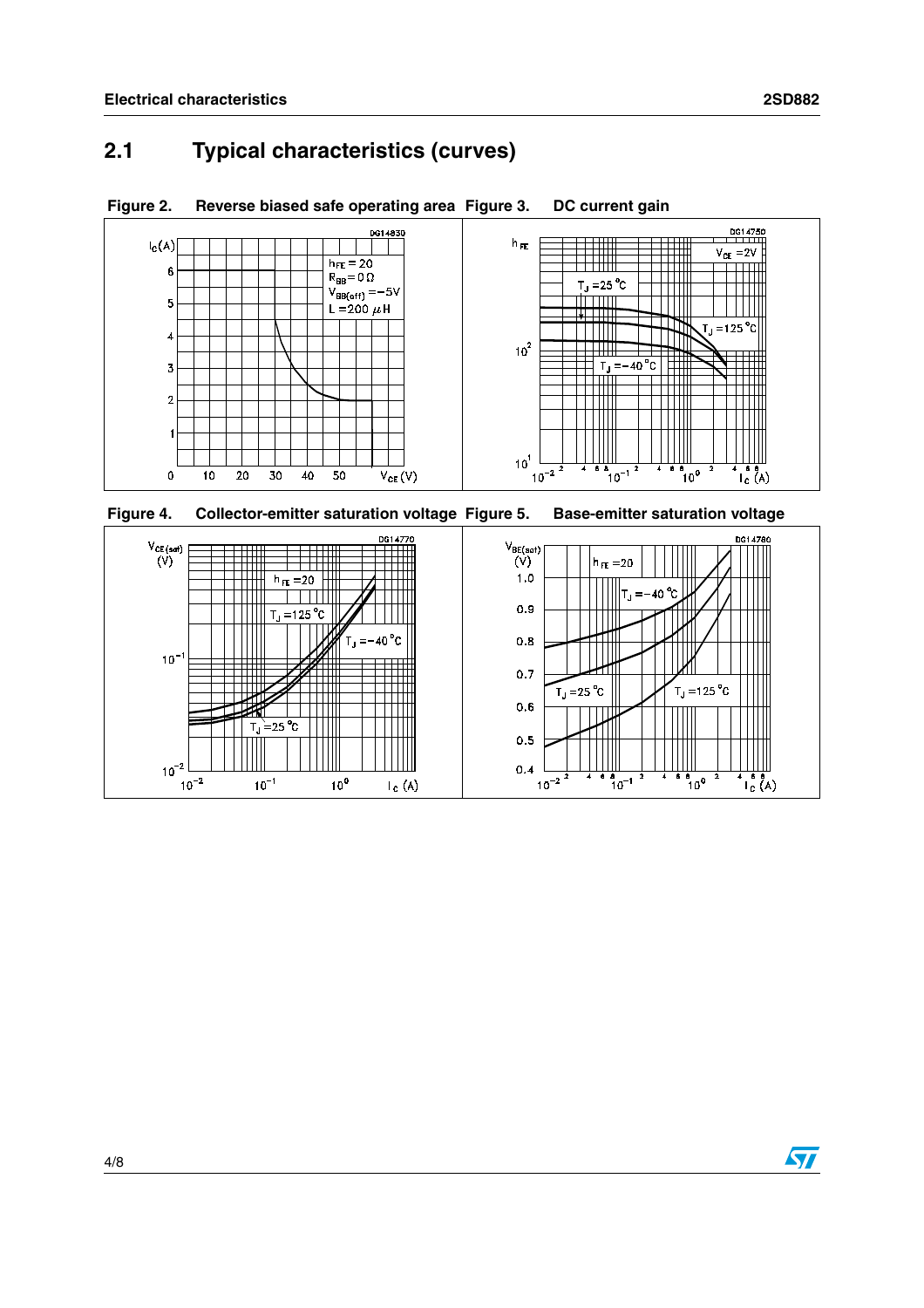## 2.1 Typical characteristics (curves)

**Figure 2. Reverse biased safe operating area**

**Figure 3. DC current gain**

**Figure 4. Collector-emitter saturation voltage**

**Figure 5. Base-emitter saturation voltage**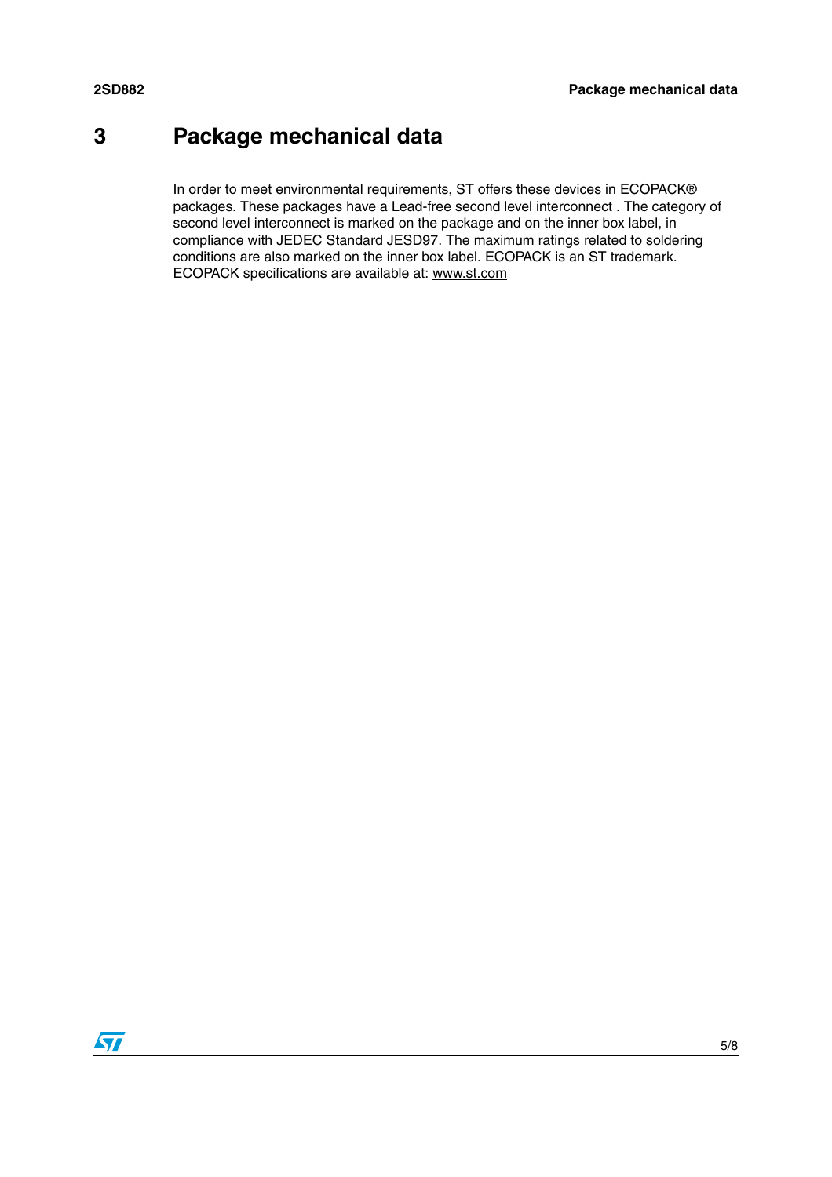# 3 Package mechanical data

In order to meet environmental requirements, ST offers these devices in ECOPACK® packages. These packages have a Lead-free second level interconnect . The category of second level interconnect is marked on the package and on the inner box label, in compliance with JEDEC Standard JESD97. The maximum ratings related to soldering conditions are also marked on the inner box label. ECOPACK is an ST trademark. ECOPACK specifications are available at: www.st.com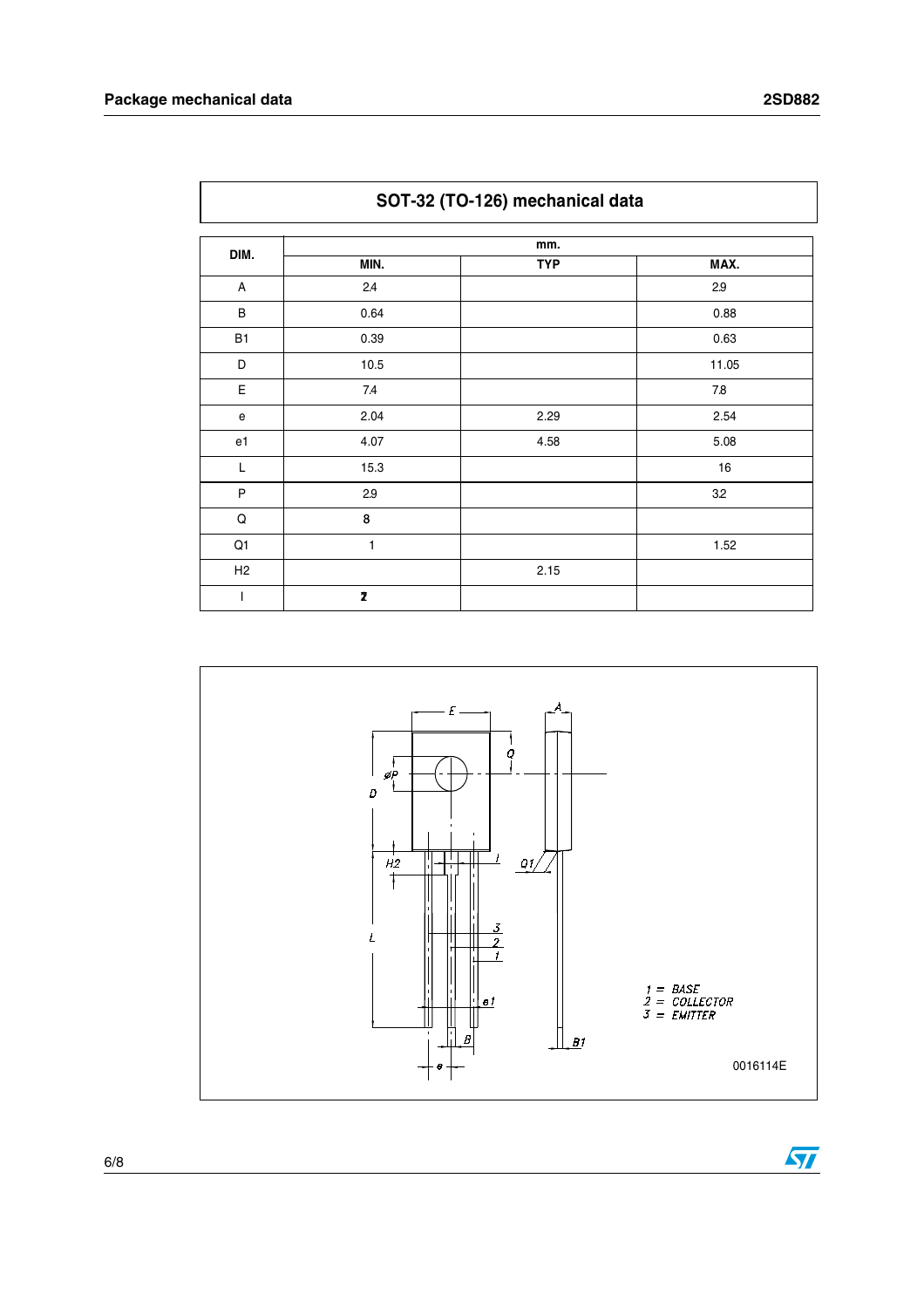## SOT-32 (TO-126) mechanical data

| DIM. | mm. | | |
|---|---|---|---|
| | MIN. | TYP | MAX. |
| A | 2.4 | | 2.9 |
| B | 0.64 | | 0.88 |
| B1 | 0.39 | | 0.63 |
| D | 10.5 | | 11.05 |
| E | 7.4 | | 7.8 |
| e | 2.04 | 2.29 | 2.54 |
| e1 | 4.07 | 4.58 | 5.08 |
| L | 15.3 | | 16 |
| P | 2.9 | | 3.2 |
| Q | 8 | | |
| Q1 | 1 | | 1.52 |
| H2 | | 2.15 | |
| I | 2 | | |

1 = BASE
2 = COLLECTOR
3 = EMITTER

0016114E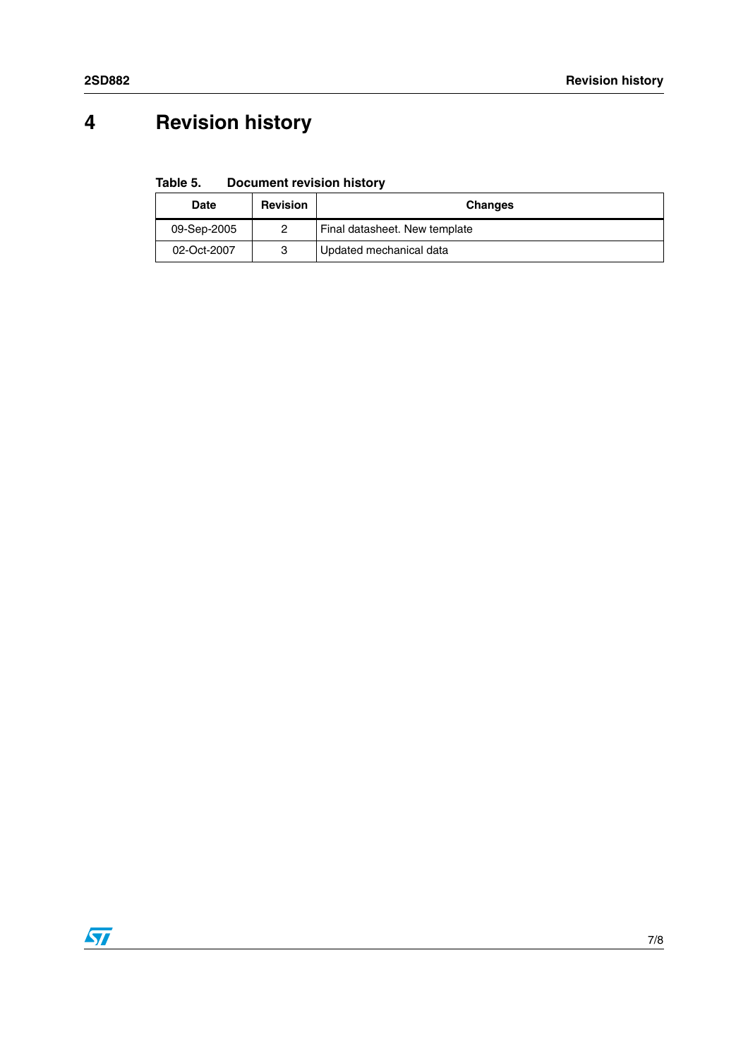# 4 Revision history

Table 5. Document revision history

| Date | Revision | Changes |
|---|---|---|
| 09-Sep-2005 | 2 | Final datasheet. New template |
| 02-Oct-2007 | 3 | Updated mechanical data |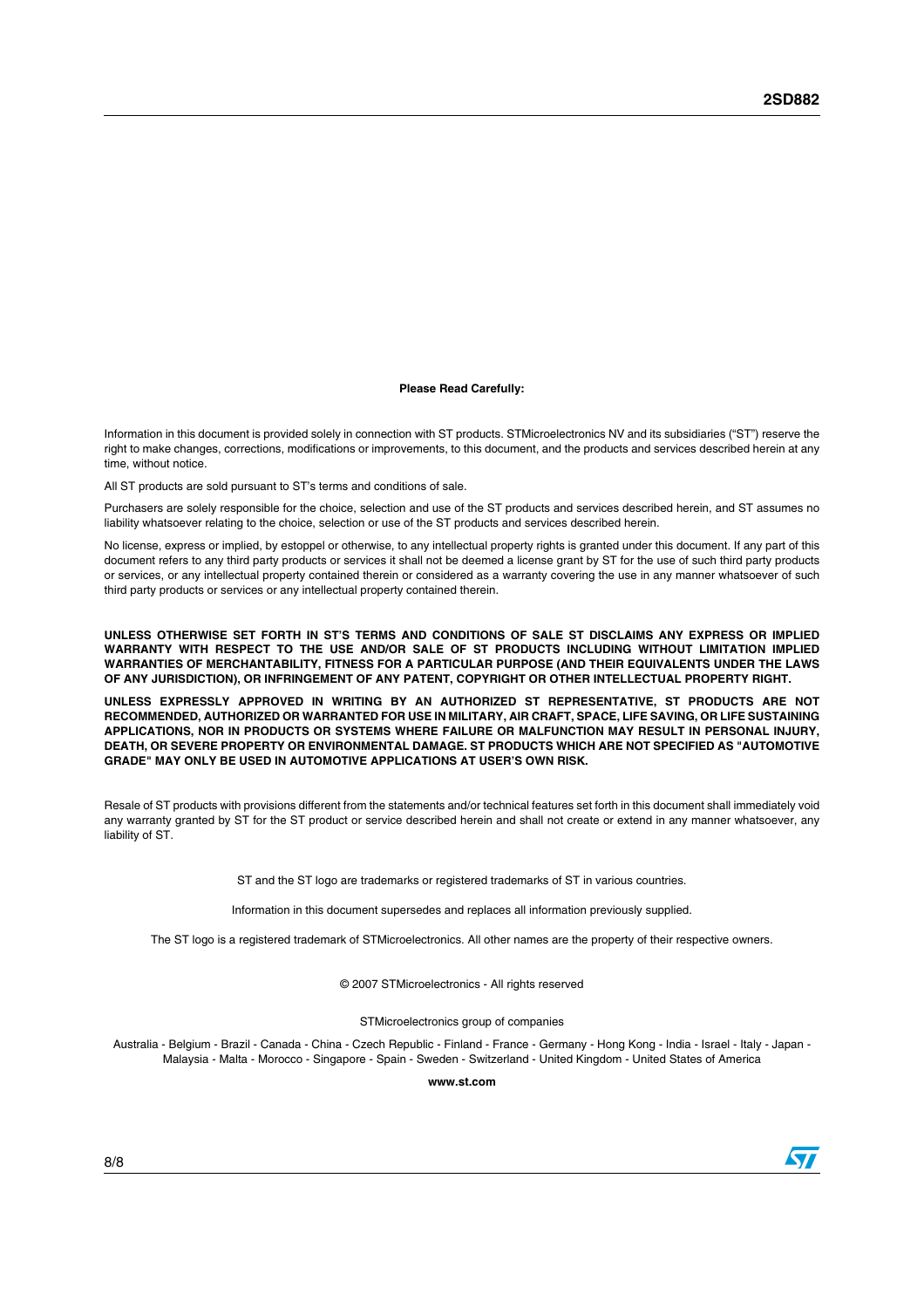**Please Read Carefully:**

Information in this document is provided solely in connection with ST products. STMicroelectronics NV and its subsidiaries ("ST") reserve the right to make changes, corrections, modifications or improvements, to this document, and the products and services described herein at any time, without notice.

All ST products are sold pursuant to ST's terms and conditions of sale.

Purchasers are solely responsible for the choice, selection and use of the ST products and services described herein, and ST assumes no liability whatsoever relating to the choice, selection or use of the ST products and services described herein.

No license, express or implied, by estoppel or otherwise, to any intellectual property rights is granted under this document. If any part of this document refers to any third party products or services it shall not be deemed a license grant by ST for the use of such third party products or services, or any intellectual property contained therein or considered as a warranty covering the use in any manner whatsoever of such third party products or services or any intellectual property contained therein.

**UNLESS OTHERWISE SET FORTH IN ST'S TERMS AND CONDITIONS OF SALE ST DISCLAIMS ANY EXPRESS OR IMPLIED WARRANTY WITH RESPECT TO THE USE AND/OR SALE OF ST PRODUCTS INCLUDING WITHOUT LIMITATION IMPLIED WARRANTIES OF MERCHANTABILITY, FITNESS FOR A PARTICULAR PURPOSE (AND THEIR EQUIVALENTS UNDER THE LAWS OF ANY JURISDICTION), OR INFRINGEMENT OF ANY PATENT, COPYRIGHT OR OTHER INTELLECTUAL PROPERTY RIGHT.**

**UNLESS EXPRESSLY APPROVED IN WRITING BY AN AUTHORIZED ST REPRESENTATIVE, ST PRODUCTS ARE NOT RECOMMENDED, AUTHORIZED OR WARRANTED FOR USE IN MILITARY, AIR CRAFT, SPACE, LIFE SAVING, OR LIFE SUSTAINING APPLICATIONS, NOR IN PRODUCTS OR SYSTEMS WHERE FAILURE OR MALFUNCTION MAY RESULT IN PERSONAL INJURY, DEATH, OR SEVERE PROPERTY OR ENVIRONMENTAL DAMAGE. ST PRODUCTS WHICH ARE NOT SPECIFIED AS "AUTOMOTIVE GRADE" MAY ONLY BE USED IN AUTOMOTIVE APPLICATIONS AT USER'S OWN RISK.**

Resale of ST products with provisions different from the statements and/or technical features set forth in this document shall immediately void any warranty granted by ST for the ST product or service described herein and shall not create or extend in any manner whatsoever, any liability of ST.

ST and the ST logo are trademarks or registered trademarks of ST in various countries.

Information in this document supersedes and replaces all information previously supplied.

The ST logo is a registered trademark of STMicroelectronics. All other names are the property of their respective owners.

© 2007 STMicroelectronics - All rights reserved

STMicroelectronics group of companies

Australia - Belgium - Brazil - Canada - China - Czech Republic - Finland - France - Germany - Hong Kong - India - Israel - Italy - Japan - Malaysia - Malta - Morocco - Singapore - Spain - Sweden - Switzerland - United Kingdom - United States of America

**www.st.com**